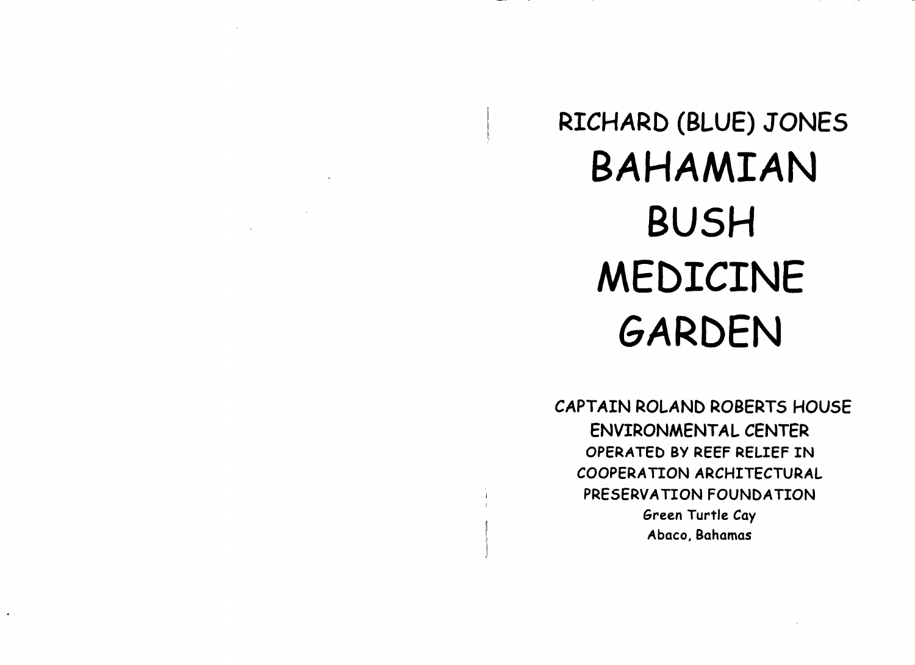RICHARD (BLUE) JONES

# BAHAMIAN BUSH MEDICINE GARDEN

CAPTAIN ROLAND ROBERTS HOUSE
ENVIRONMENTAL CENTER
OPERATED BY REEF RELIEF IN
COOPERATION ARCHITECTURAL
PRESERVATION FOUNDATION
Green Turtle Cay
Abaco, Bahamas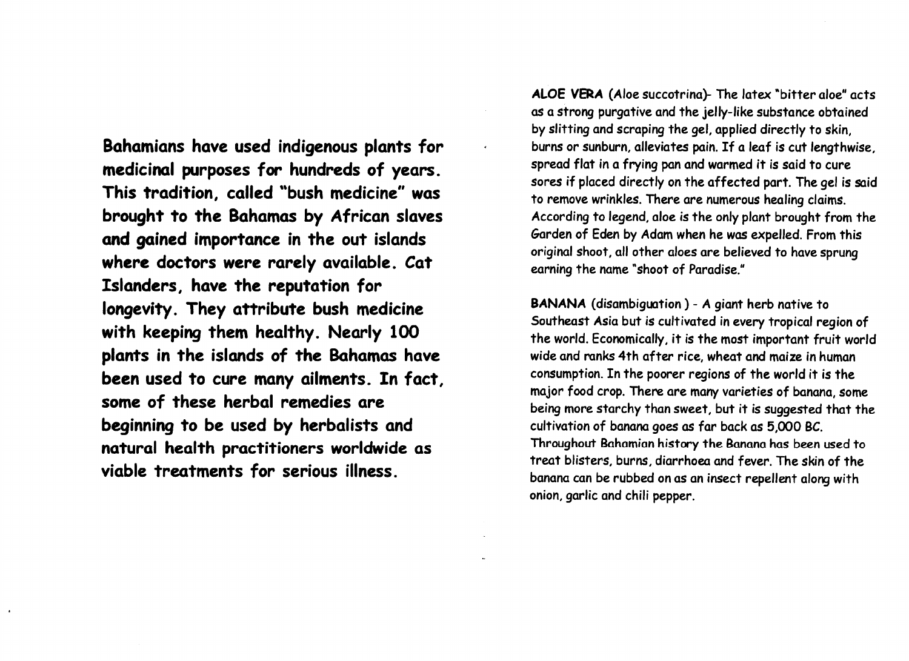**Bahamians have used indigenous plants for medicinal purposes for hundreds of years. This tradition, called "bush medicine" was brought to the Bahamas by African slaves and gained importance in the out islands where doctors were rarely available. Cat Islanders, have the reputation for longevity. They attribute bush medicine with keeping them healthy. Nearly 100 plants in the islands of the Bahamas have been used to cure many ailments. In fact, some of these herbal remedies are beginning to be used by herbalists and natural health practitioners worldwide as viable treatments for serious illness.**

**ALOE VERA** (Aloe succotrina)- The latex "bitter aloe" acts as a strong purgative and the jelly-like substance obtained by slitting and scraping the gel, applied directly to skin, burns or sunburn, alleviates pain. If a leaf is cut lengthwise, spread flat in a frying pan and warmed it is said to cure sores if placed directly on the affected part. The gel is said to remove wrinkles. There are numerous healing claims. According to legend, aloe is the only plant brought from the Garden of Eden by Adam when he was expelled. From this original shoot, all other aloes are believed to have sprung earning the name "shoot of Paradise."

**BANANA** (disambiguation ) - A giant herb native to Southeast Asia but is cultivated in every tropical region of the world. Economically, it is the most important fruit world wide and ranks 4th after rice, wheat and maize in human consumption. In the poorer regions of the world it is the major food crop. There are many varieties of banana, some being more starchy than sweet, but it is suggested that the cultivation of banana goes as far back as 5,000 BC. Throughout Bahamian history the Banana has been used to treat blisters, burns, diarrhoea and fever. The skin of the banana can be rubbed on as an insect repellent along with onion, garlic and chili pepper.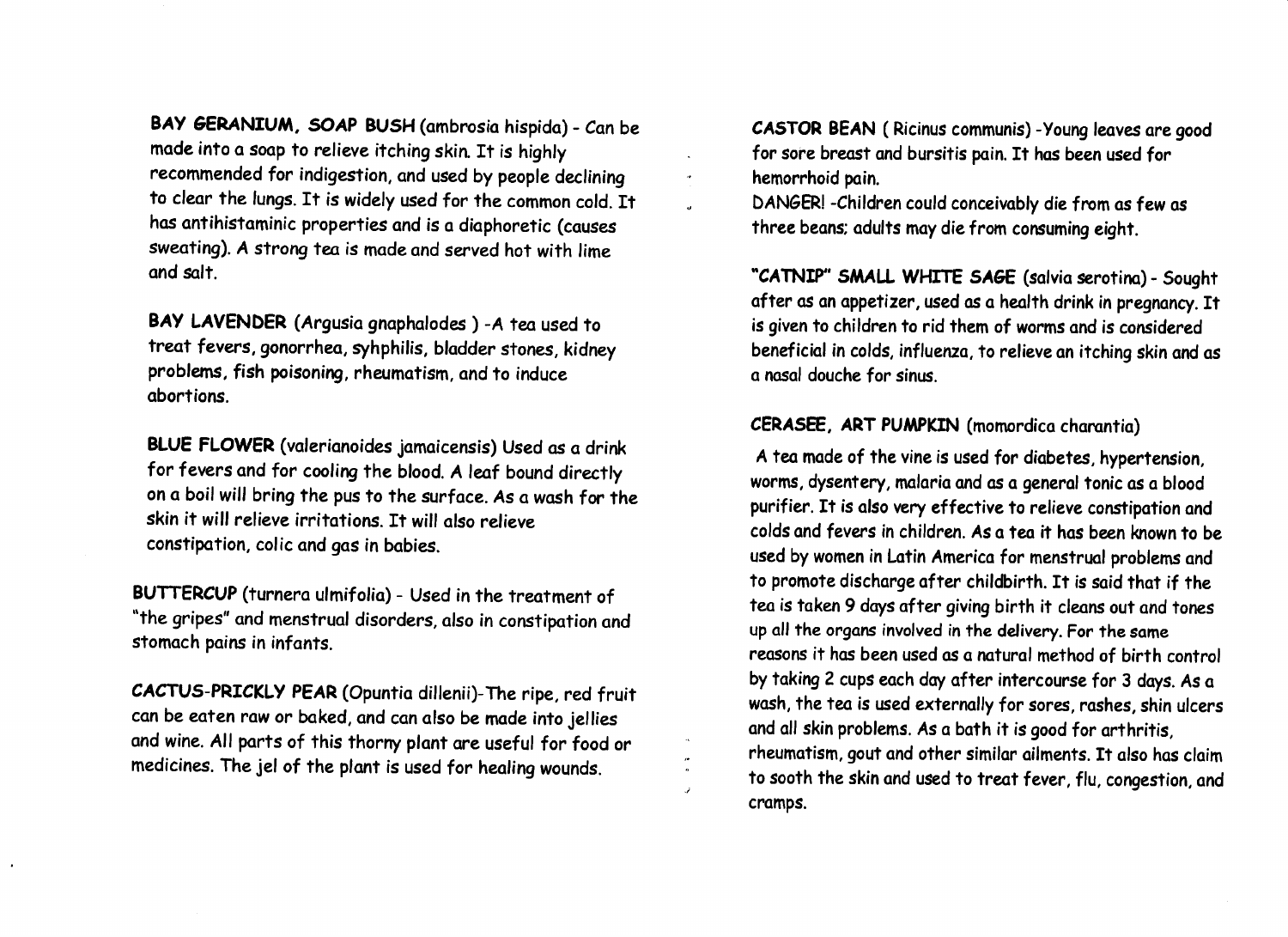**BAY GERANIUM, SOAP BUSH** (ambrosia hispida) - Can be made into a soap to relieve itching skin. It is highly recommended for indigestion, and used by people declining to clear the lungs. It is widely used for the common cold. It has antihistaminic properties and is a diaphoretic (causes sweating). A strong tea is made and served hot with lime and salt.

**BAY LAVENDER** (Argusia gnaphalodes ) -A tea used to treat fevers, gonorrhea, syhphilis, bladder stones, kidney problems, fish poisoning, rheumatism, and to induce abortions.

**BLUE FLOWER** (valerianoides jamaicensis) Used as a drink for fevers and for cooling the blood. A leaf bound directly on a boil will bring the pus to the surface. As a wash for the skin it will relieve irritations. It will also relieve constipation, colic and gas in babies.

**BUTTERCUP** (turnera ulmifolia) - Used in the treatment of "the gripes" and menstrual disorders, also in constipation and stomach pains in infants.

**CACTUS-PRICKLY PEAR** (Opuntia dillenii)-The ripe, red fruit can be eaten raw or baked, and can also be made into jellies and wine. All parts of this thorny plant are useful for food or medicines. The jel of the plant is used for healing wounds.

**CASTOR BEAN** ( Ricinus communis) -Young leaves are good for sore breast and bursitis pain. It has been used for hemorrhoid pain.
DANGER! -Children could conceivably die from as few as three beans; adults may die from consuming eight.

**"CATNIP" SMALL WHITE SAGE** (salvia serotina) - Sought after as an appetizer, used as a health drink in pregnancy. It is given to children to rid them of worms and is considered beneficial in colds, influenza, to relieve an itching skin and as a nasal douche for sinus.

**CERASEE, ART PUMPKIN** (momordica charantia)

A tea made of the vine is used for diabetes, hypertension, worms, dysentery, malaria and as a general tonic as a blood purifier. It is also very effective to relieve constipation and colds and fevers in children. As a tea it has been known to be used by women in Latin America for menstrual problems and to promote discharge after childbirth. It is said that if the tea is taken 9 days after giving birth it cleans out and tones up all the organs involved in the delivery. For the same reasons it has been used as a natural method of birth control by taking 2 cups each day after intercourse for 3 days. As a wash, the tea is used externally for sores, rashes, shin ulcers and all skin problems. As a bath it is good for arthritis, rheumatism, gout and other similar ailments. It also has claim to sooth the skin and used to treat fever, flu, congestion, and cramps.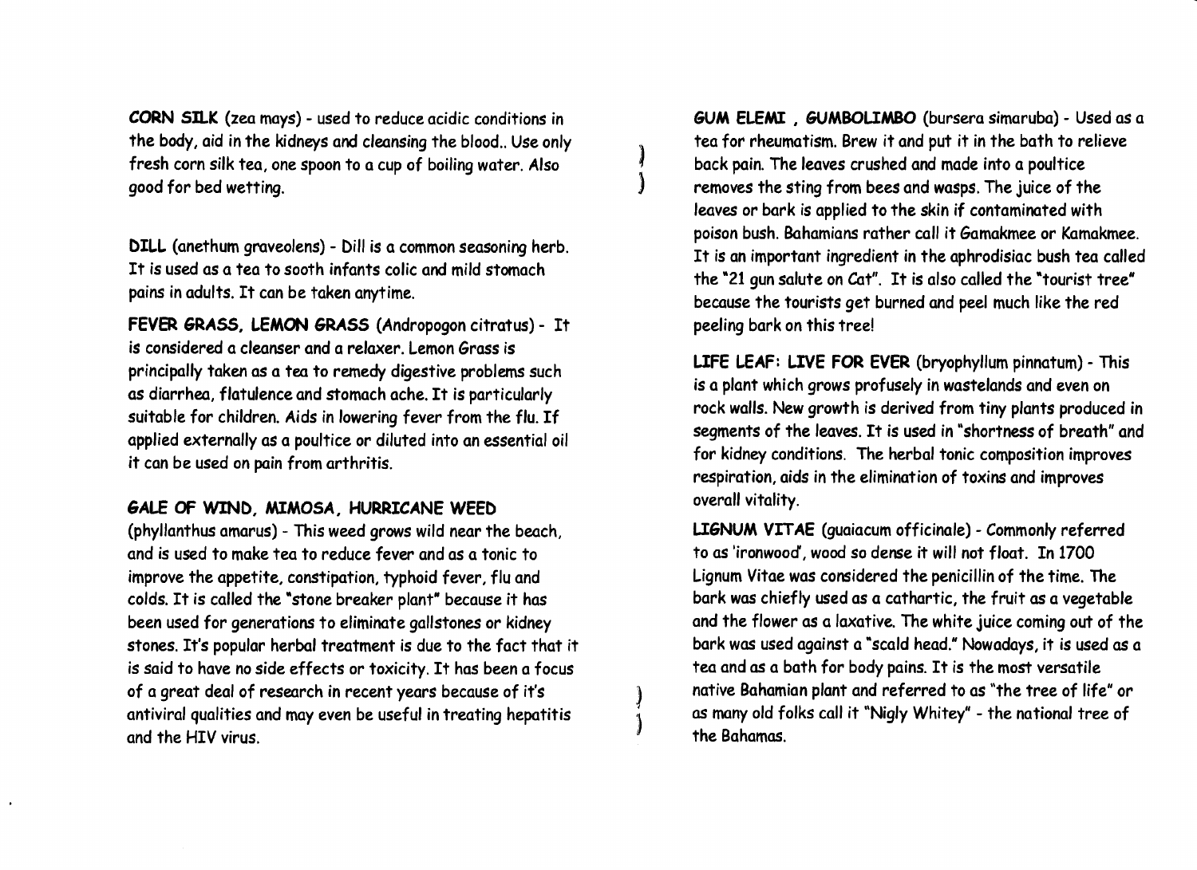**CORN SILK** (zea mays) - used to reduce acidic conditions in the body, aid in the kidneys and cleansing the blood.. Use only fresh corn silk tea, one spoon to a cup of boiling water. Also good for bed wetting.

**DILL** (anethum graveolens) - Dill is a common seasoning herb. It is used as a tea to sooth infants colic and mild stomach pains in adults. It can be taken anytime.

**FEVER GRASS, LEMON GRASS** (Andropogon citratus) - It is considered a cleanser and a relaxer. Lemon Grass is principally taken as a tea to remedy digestive problems such as diarrhea, flatulence and stomach ache. It is particularly suitable for children. Aids in lowering fever from the flu. If applied externally as a poultice or diluted into an essential oil it can be used on pain from arthritis.

**GALE OF WIND, MIMOSA, HURRICANE WEED** (phyllanthus amarus) - This weed grows wild near the beach, and is used to make tea to reduce fever and as a tonic to improve the appetite, constipation, typhoid fever, flu and colds. It is called the "stone breaker plant" because it has been used for generations to eliminate gallstones or kidney stones. It's popular herbal treatment is due to the fact that it is said to have no side effects or toxicity. It has been a focus of a great deal of research in recent years because of it's antiviral qualities and may even be useful in treating hepatitis and the HIV virus.

**GUM ELEMI , GUMBOLIMBO** (bursera simaruba) - Used as a tea for rheumatism. Brew it and put it in the bath to relieve back pain. The leaves crushed and made into a poultice removes the sting from bees and wasps. The juice of the leaves or bark is applied to the skin if contaminated with poison bush. Bahamians rather call it Gamakmee or Kamakmee. It is an important ingredient in the aphrodisiac bush tea called the "21 gun salute on Cat". It is also called the "tourist tree" because the tourists get burned and peel much like the red peeling bark on this tree!

**LIFE LEAF: LIVE FOR EVER** (bryophyllum pinnatum) - This is a plant which grows profusely in wastelands and even on rock walls. New growth is derived from tiny plants produced in segments of the leaves. It is used in "shortness of breath" and for kidney conditions. The herbal tonic composition improves respiration, aids in the elimination of toxins and improves overall vitality.

**LIGNUM VITAE** (guaiacum officinale) - Commonly referred to as 'ironwood', wood so dense it will not float. In 1700 Lignum Vitae was considered the penicillin of the time. The bark was chiefly used as a cathartic, the fruit as a vegetable and the flower as a laxative. The white juice coming out of the bark was used against a "scald head." Nowadays, it is used as a tea and as a bath for body pains. It is the most versatile native Bahamian plant and referred to as "the tree of life" or as many old folks call it "Nigly Whitey" - the national tree of the Bahamas.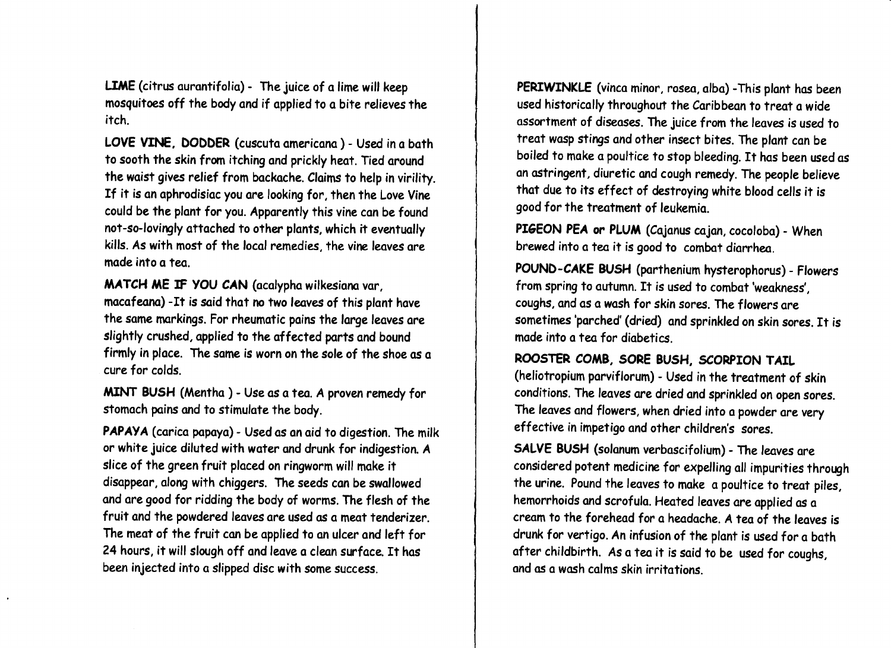**LIME** (citrus aurantifolia) - The juice of a lime will keep mosquitoes off the body and if applied to a bite relieves the itch.

**LOVE VINE, DODDER** (cuscuta americana ) - Used in a bath to sooth the skin from itching and prickly heat. Tied around the waist gives relief from backache. Claims to help in virility. If it is an aphrodisiac you are looking for, then the Love Vine could be the plant for you. Apparently this vine can be found not-so-lovingly attached to other plants, which it eventually kills. As with most of the local remedies, the vine leaves are made into a tea.

**MATCH ME IF YOU CAN** (acalypha wilkesiana var, macafeana) -It is said that no two leaves of this plant have the same markings. For rheumatic pains the large leaves are slightly crushed, applied to the affected parts and bound firmly in place. The same is worn on the sole of the shoe as a cure for colds.

**MINT BUSH** (Mentha ) - Use as a tea. A proven remedy for stomach pains and to stimulate the body.

**PAPAYA** (carica papaya) - Used as an aid to digestion. The milk or white juice diluted with water and drunk for indigestion. A slice of the green fruit placed on ringworm will make it disappear, along with chiggers. The seeds can be swallowed and are good for ridding the body of worms. The flesh of the fruit and the powdered leaves are used as a meat tenderizer. The meat of the fruit can be applied to an ulcer and left for 24 hours, it will slough off and leave a clean surface. It has been injected into a slipped disc with some success.

**PERIWINKLE** (vinca minor, rosea, alba) -This plant has been used historically throughout the Caribbean to treat a wide assortment of diseases. The juice from the leaves is used to treat wasp stings and other insect bites. The plant can be boiled to make a poultice to stop bleeding. It has been used as an astringent, diuretic and cough remedy. The people believe that due to its effect of destroying white blood cells it is good for the treatment of leukemia.

**PIGEON PEA or PLUM** (Cajanus cajan, cocoloba) - When brewed into a tea it is good to combat diarrhea.

**POUND-CAKE BUSH** (parthenium hysterophorus) - Flowers from spring to autumn. It is used to combat 'weakness', coughs, and as a wash for skin sores. The flowers are sometimes 'parched' (dried) and sprinkled on skin sores. It is made into a tea for diabetics.

**ROOSTER COMB, SORE BUSH, SCORPION TAIL** (heliotropium parviflorum) - Used in the treatment of skin conditions. The leaves are dried and sprinkled on open sores. The leaves and flowers, when dried into a powder are very effective in impetigo and other children's sores.

**SALVE BUSH** (solanum verbascifolium) - The leaves are considered potent medicine for expelling all impurities through the urine. Pound the leaves to make a poultice to treat piles, hemorrhoids and scrofula. Heated leaves are applied as a cream to the forehead for a headache. A tea of the leaves is drunk for vertigo. An infusion of the plant is used for a bath after childbirth. As a tea it is said to be used for coughs, and as a wash calms skin irritations.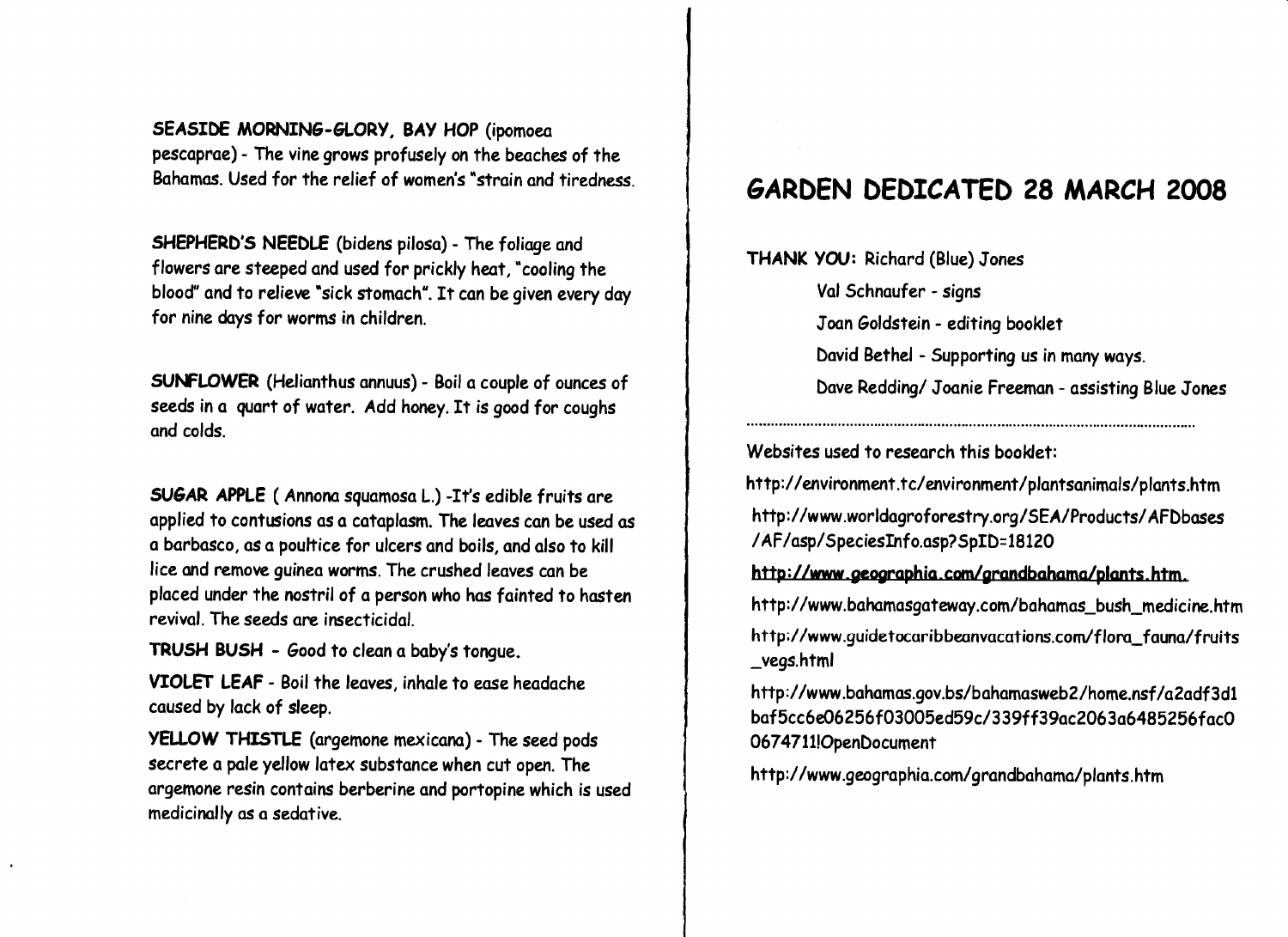**SEASIDE MORNING-GLORY, BAY HOP** (ipomoea pescaprae) - The vine grows profusely on the beaches of the Bahamas. Used for the relief of women's "strain and tiredness.

**SHEPHERD'S NEEDLE** (bidens pilosa) - The foliage and flowers are steeped and used for prickly heat, "cooling the blood" and to relieve "sick stomach". It can be given every day for nine days for worms in children.

**SUNFLOWER** (Helianthus annuus) - Boil a couple of ounces of seeds in a quart of water. Add honey. It is good for coughs and colds.

**SUGAR APPLE** ( Annona squamosa L.) -It's edible fruits are applied to contusions as a cataplasm. The leaves can be used as a barbasco, as a poultice for ulcers and boils, and also to kill lice and remove guinea worms. The crushed leaves can be placed under the nostril of a person who has fainted to hasten revival. The seeds are insecticidal.

**TRUSH BUSH** - Good to clean a baby's tongue.

**VIOLET LEAF** - Boil the leaves, inhale to ease headache caused by lack of sleep.

**YELLOW THISTLE** (argemone mexicana) - The seed pods secrete a pale yellow latex substance when cut open. The argemone resin contains berberine and portopine which is used medicinally as a sedative.

## GARDEN DEDICATED 28 MARCH 2008

**THANK YOU:** Richard (Blue) Jones

Val Schnaufer - signs

Joan Goldstein - editing booklet

David Bethel - Supporting us in many ways.

Dave Redding/ Joanie Freeman - assisting Blue Jones

---

Websites used to research this booklet:

http://environment.tc/environment/plantsanimals/plants.htm

http://www.worldagroforestry.org/SEA/Products/AFDbases/AF/asp/SpeciesInfo.asp?SpID=18120

**http://www.geographia.com/grandbahama/plants.htm.**

http://www.bahamasgateway.com/bahamas_bush_medicine.htm

http://www.guidetocaribbeanvacations.com/flora_fauna/fruits_vegs.html

http://www.bahamas.gov.bs/bahamasweb2/home.nsf/a2adf3d1baf5cc6e06256f03005ed59c/339ff39ac2063a6485256fac00674711!OpenDocument

http://www.geographia.com/grandbahama/plants.htm